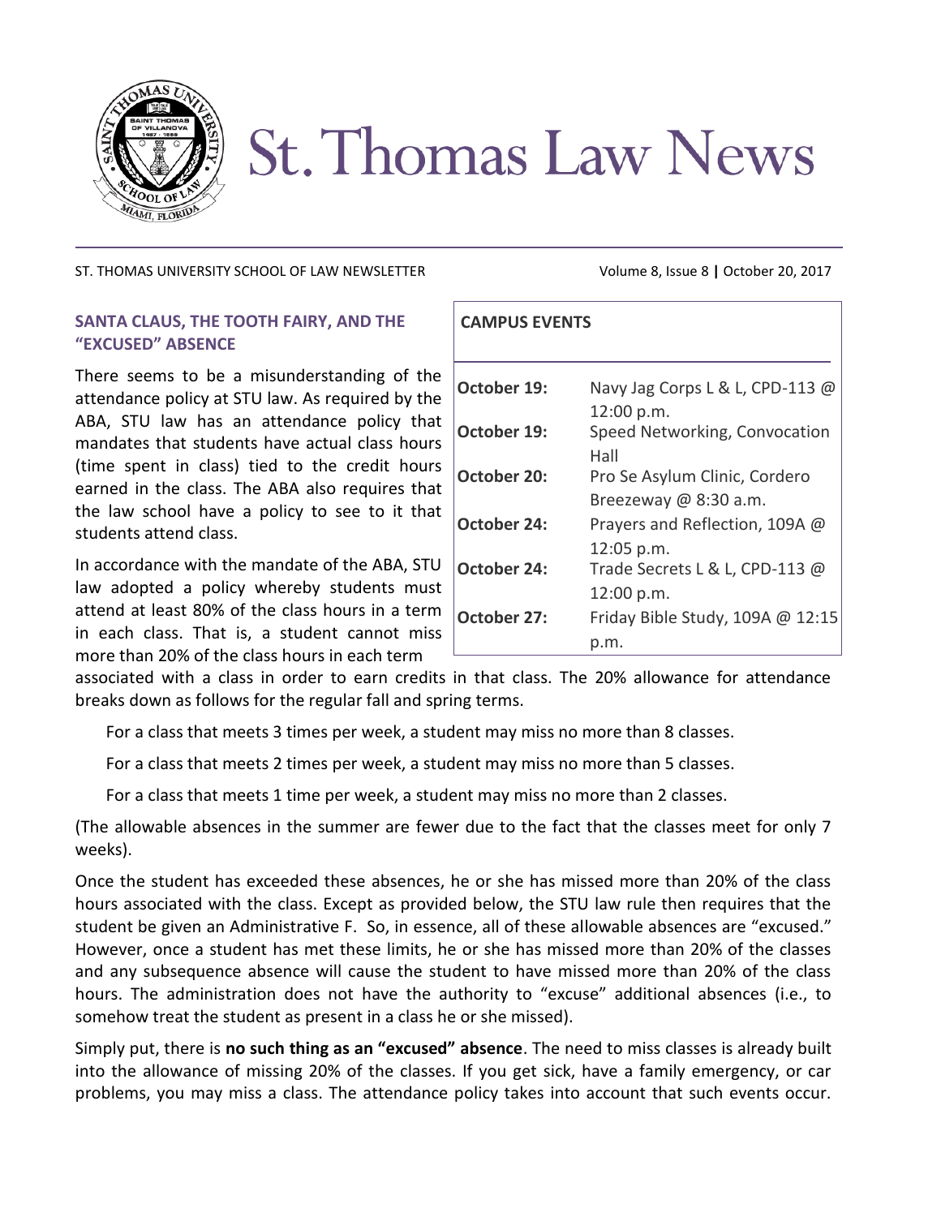# St. Thomas Law News

ST. THOMAS UNIVERSITY SCHOOL OF LAW NEWSLETTER — Volume 8, Issue 8 | October 20, 2017

## SANTA CLAUS, THE TOOTH FAIRY, AND THE "EXCUSED" ABSENCE

There seems to be a misunderstanding of the attendance policy at STU law. As required by the ABA, STU law has an attendance policy that mandates that students have actual class hours (time spent in class) tied to the credit hours earned in the class. The ABA also requires that the law school have a policy to see to it that students attend class.

In accordance with the mandate of the ABA, STU law adopted a policy whereby students must attend at least 80% of the class hours in a term in each class. That is, a student cannot miss more than 20% of the class hours in each term associated with a class in order to earn credits in that class. The 20% allowance for attendance breaks down as follows for the regular fall and spring terms.

For a class that meets 3 times per week, a student may miss no more than 8 classes.

For a class that meets 2 times per week, a student may miss no more than 5 classes.

For a class that meets 1 time per week, a student may miss no more than 2 classes.

(The allowable absences in the summer are fewer due to the fact that the classes meet for only 7 weeks).

Once the student has exceeded these absences, he or she has missed more than 20% of the class hours associated with the class. Except as provided below, the STU law rule then requires that the student be given an Administrative F. So, in essence, all of these allowable absences are "excused." However, once a student has met these limits, he or she has missed more than 20% of the classes and any subsequence absence will cause the student to have missed more than 20% of the class hours. The administration does not have the authority to "excuse" additional absences (i.e., to somehow treat the student as present in a class he or she missed).

Simply put, there is **no such thing as an "excused" absence**. The need to miss classes is already built into the allowance of missing 20% of the classes. If you get sick, have a family emergency, or car problems, you may miss a class. The attendance policy takes into account that such events occur.

## CAMPUS EVENTS

| | |
|---|---|
| **October 19:** | Navy Jag Corps L & L, CPD-113 @ 12:00 p.m. |
| **October 19:** | Speed Networking, Convocation Hall |
| **October 20:** | Pro Se Asylum Clinic, Cordero Breezeway @ 8:30 a.m. |
| **October 24:** | Prayers and Reflection, 109A @ 12:05 p.m. |
| **October 24:** | Trade Secrets L & L, CPD-113 @ 12:00 p.m. |
| **October 27:** | Friday Bible Study, 109A @ 12:15 p.m. |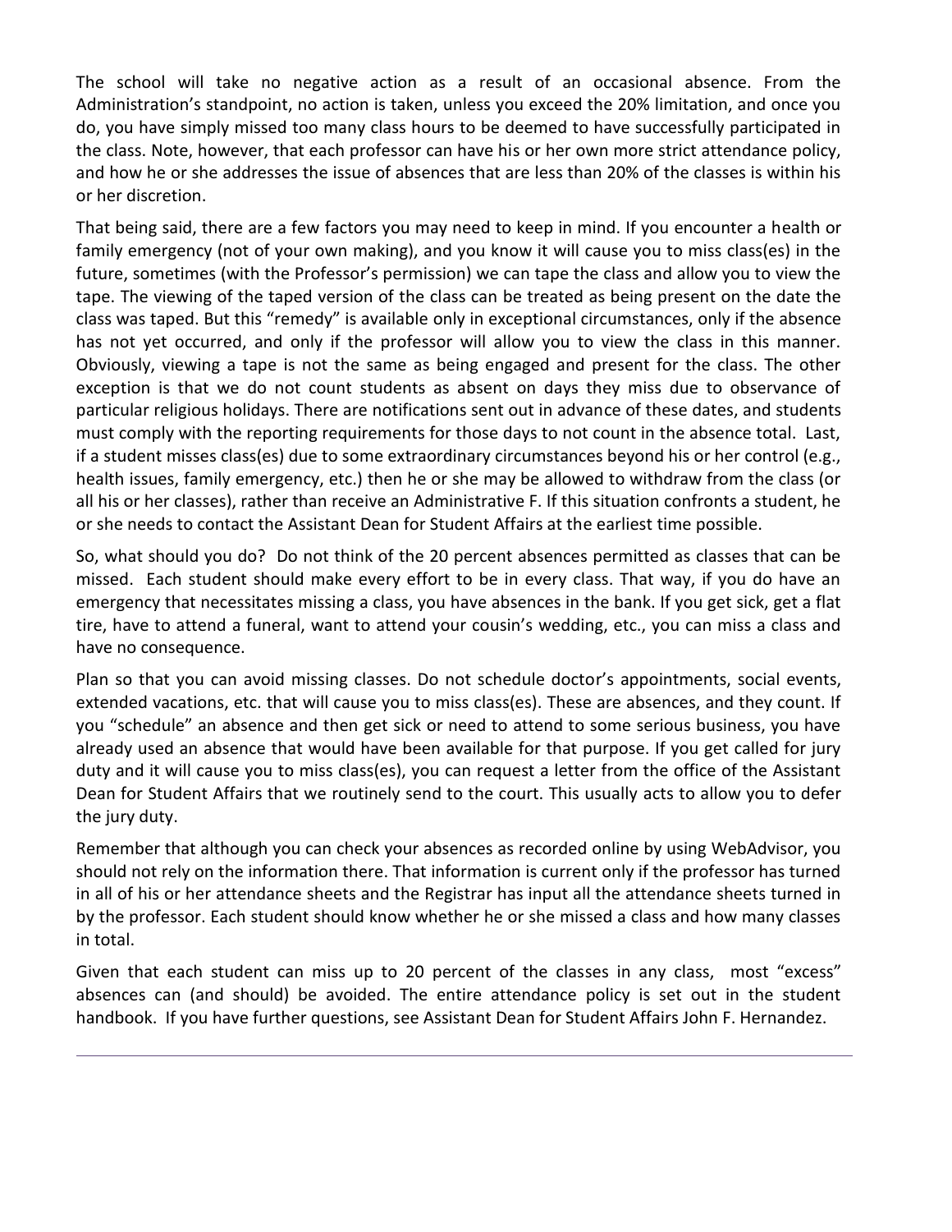The school will take no negative action as a result of an occasional absence. From the Administration's standpoint, no action is taken, unless you exceed the 20% limitation, and once you do, you have simply missed too many class hours to be deemed to have successfully participated in the class. Note, however, that each professor can have his or her own more strict attendance policy, and how he or she addresses the issue of absences that are less than 20% of the classes is within his or her discretion.

That being said, there are a few factors you may need to keep in mind. If you encounter a health or family emergency (not of your own making), and you know it will cause you to miss class(es) in the future, sometimes (with the Professor's permission) we can tape the class and allow you to view the tape. The viewing of the taped version of the class can be treated as being present on the date the class was taped. But this "remedy" is available only in exceptional circumstances, only if the absence has not yet occurred, and only if the professor will allow you to view the class in this manner. Obviously, viewing a tape is not the same as being engaged and present for the class. The other exception is that we do not count students as absent on days they miss due to observance of particular religious holidays. There are notifications sent out in advance of these dates, and students must comply with the reporting requirements for those days to not count in the absence total. Last, if a student misses class(es) due to some extraordinary circumstances beyond his or her control (e.g., health issues, family emergency, etc.) then he or she may be allowed to withdraw from the class (or all his or her classes), rather than receive an Administrative F. If this situation confronts a student, he or she needs to contact the Assistant Dean for Student Affairs at the earliest time possible.

So, what should you do? Do not think of the 20 percent absences permitted as classes that can be missed. Each student should make every effort to be in every class. That way, if you do have an emergency that necessitates missing a class, you have absences in the bank. If you get sick, get a flat tire, have to attend a funeral, want to attend your cousin's wedding, etc., you can miss a class and have no consequence.

Plan so that you can avoid missing classes. Do not schedule doctor's appointments, social events, extended vacations, etc. that will cause you to miss class(es). These are absences, and they count. If you "schedule" an absence and then get sick or need to attend to some serious business, you have already used an absence that would have been available for that purpose. If you get called for jury duty and it will cause you to miss class(es), you can request a letter from the office of the Assistant Dean for Student Affairs that we routinely send to the court. This usually acts to allow you to defer the jury duty.

Remember that although you can check your absences as recorded online by using WebAdvisor, you should not rely on the information there. That information is current only if the professor has turned in all of his or her attendance sheets and the Registrar has input all the attendance sheets turned in by the professor. Each student should know whether he or she missed a class and how many classes in total.

Given that each student can miss up to 20 percent of the classes in any class, most "excess" absences can (and should) be avoided. The entire attendance policy is set out in the student handbook. If you have further questions, see Assistant Dean for Student Affairs John F. Hernandez.

---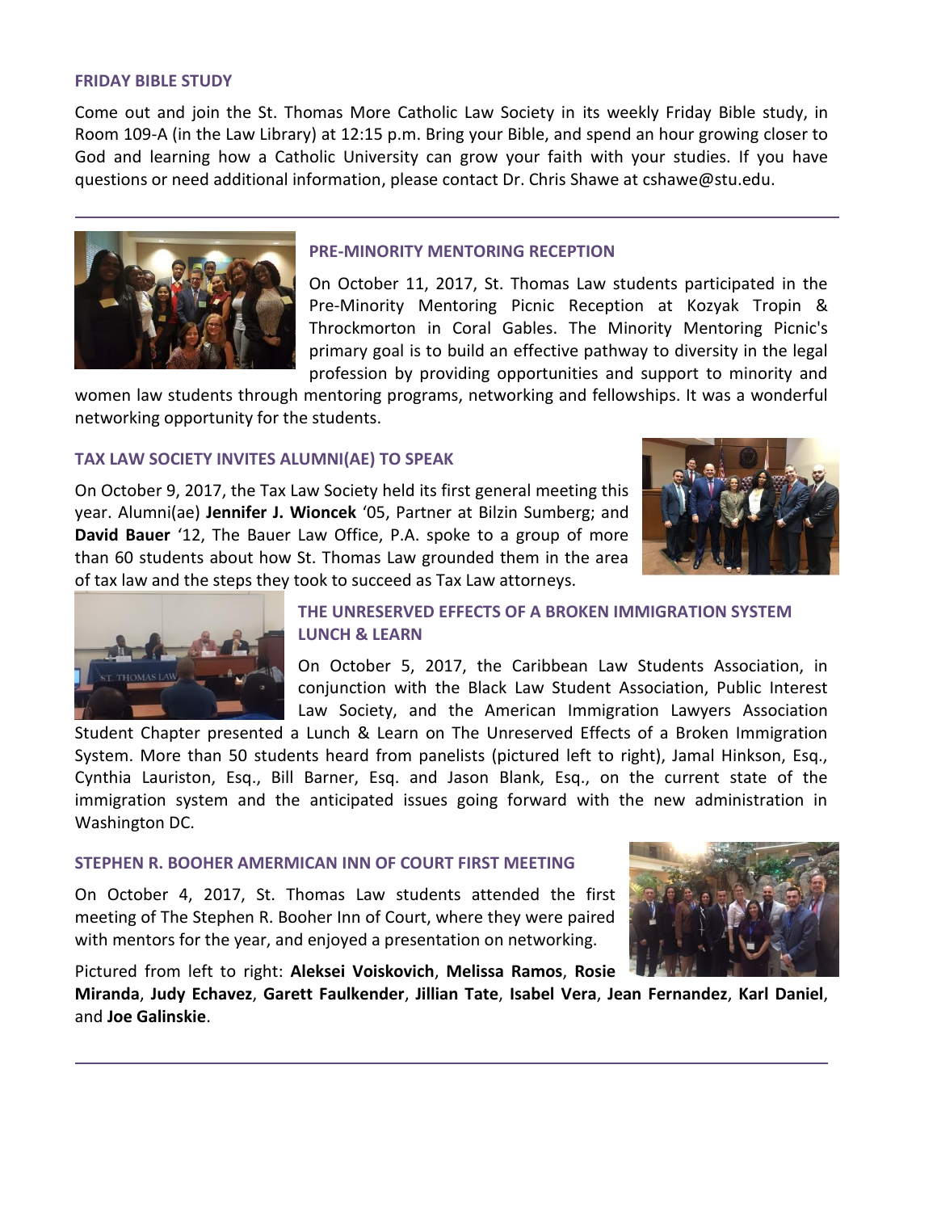### FRIDAY BIBLE STUDY

Come out and join the St. Thomas More Catholic Law Society in its weekly Friday Bible study, in Room 109-A (in the Law Library) at 12:15 p.m. Bring your Bible, and spend an hour growing closer to God and learning how a Catholic University can grow your faith with your studies. If you have questions or need additional information, please contact Dr. Chris Shawe at cshawe@stu.edu.

---

### PRE-MINORITY MENTORING RECEPTION

On October 11, 2017, St. Thomas Law students participated in the Pre-Minority Mentoring Picnic Reception at Kozyak Tropin & Throckmorton in Coral Gables. The Minority Mentoring Picnic's primary goal is to build an effective pathway to diversity in the legal profession by providing opportunities and support to minority and women law students through mentoring programs, networking and fellowships. It was a wonderful networking opportunity for the students.

### TAX LAW SOCIETY INVITES ALUMNI(AE) TO SPEAK

On October 9, 2017, the Tax Law Society held its first general meeting this year. Alumni(ae) **Jennifer J. Wioncek** '05, Partner at Bilzin Sumberg; and **David Bauer** '12, The Bauer Law Office, P.A. spoke to a group of more than 60 students about how St. Thomas Law grounded them in the area of tax law and the steps they took to succeed as Tax Law attorneys.

### THE UNRESERVED EFFECTS OF A BROKEN IMMIGRATION SYSTEM LUNCH & LEARN

On October 5, 2017, the Caribbean Law Students Association, in conjunction with the Black Law Student Association, Public Interest Law Society, and the American Immigration Lawyers Association Student Chapter presented a Lunch & Learn on The Unreserved Effects of a Broken Immigration System. More than 50 students heard from panelists (pictured left to right), Jamal Hinkson, Esq., Cynthia Lauriston, Esq., Bill Barner, Esq. and Jason Blank, Esq., on the current state of the immigration system and the anticipated issues going forward with the new administration in Washington DC.

### STEPHEN R. BOOHER AMERMICAN INN OF COURT FIRST MEETING

On October 4, 2017, St. Thomas Law students attended the first meeting of The Stephen R. Booher Inn of Court, where they were paired with mentors for the year, and enjoyed a presentation on networking.

Pictured from left to right: **Aleksei Voiskovich**, **Melissa Ramos**, **Rosie Miranda**, **Judy Echavez**, **Garett Faulkender**, **Jillian Tate**, **Isabel Vera**, **Jean Fernandez**, **Karl Daniel**, and **Joe Galinskie**.

---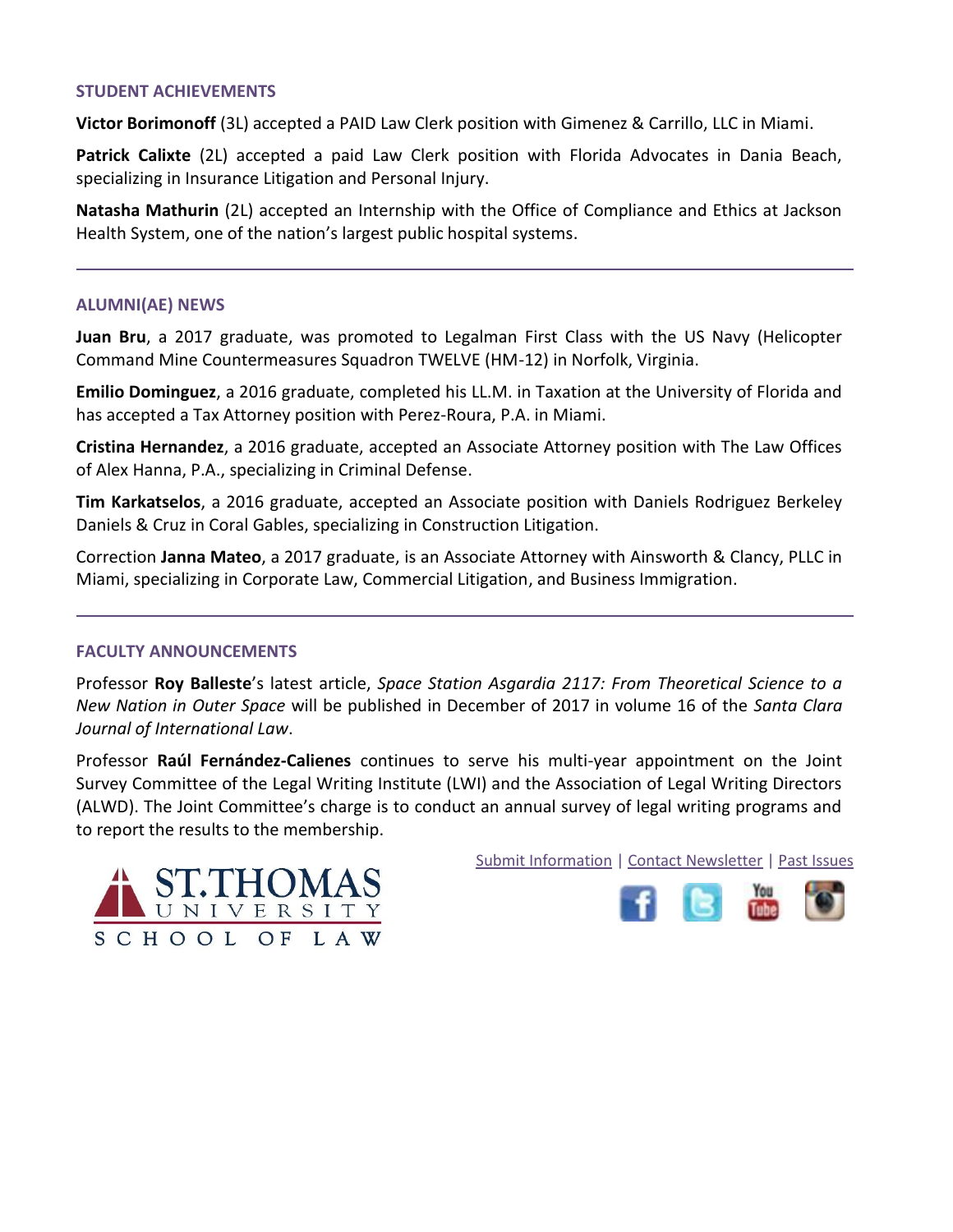## STUDENT ACHIEVEMENTS

**Victor Borimonoff** (3L) accepted a PAID Law Clerk position with Gimenez & Carrillo, LLC in Miami.

**Patrick Calixte** (2L) accepted a paid Law Clerk position with Florida Advocates in Dania Beach, specializing in Insurance Litigation and Personal Injury.

**Natasha Mathurin** (2L) accepted an Internship with the Office of Compliance and Ethics at Jackson Health System, one of the nation's largest public hospital systems.

---

## ALUMNI(AE) NEWS

**Juan Bru**, a 2017 graduate, was promoted to Legalman First Class with the US Navy (Helicopter Command Mine Countermeasures Squadron TWELVE (HM-12) in Norfolk, Virginia.

**Emilio Dominguez**, a 2016 graduate, completed his LL.M. in Taxation at the University of Florida and has accepted a Tax Attorney position with Perez-Roura, P.A. in Miami.

**Cristina Hernandez**, a 2016 graduate, accepted an Associate Attorney position with The Law Offices of Alex Hanna, P.A., specializing in Criminal Defense.

**Tim Karkatselos**, a 2016 graduate, accepted an Associate position with Daniels Rodriguez Berkeley Daniels & Cruz in Coral Gables, specializing in Construction Litigation.

Correction **Janna Mateo**, a 2017 graduate, is an Associate Attorney with Ainsworth & Clancy, PLLC in Miami, specializing in Corporate Law, Commercial Litigation, and Business Immigration.

---

## FACULTY ANNOUNCEMENTS

Professor **Roy Balleste**'s latest article, *Space Station Asgardia 2117: From Theoretical Science to a New Nation in Outer Space* will be published in December of 2017 in volume 16 of the *Santa Clara Journal of International Law*.

Professor **Raúl Fernández-Calienes** continues to serve his multi-year appointment on the Joint Survey Committee of the Legal Writing Institute (LWI) and the Association of Legal Writing Directors (ALWD). The Joint Committee's charge is to conduct an annual survey of legal writing programs and to report the results to the membership.

ST.THOMAS UNIVERSITY SCHOOL OF LAW

Submit Information | Contact Newsletter | Past Issues